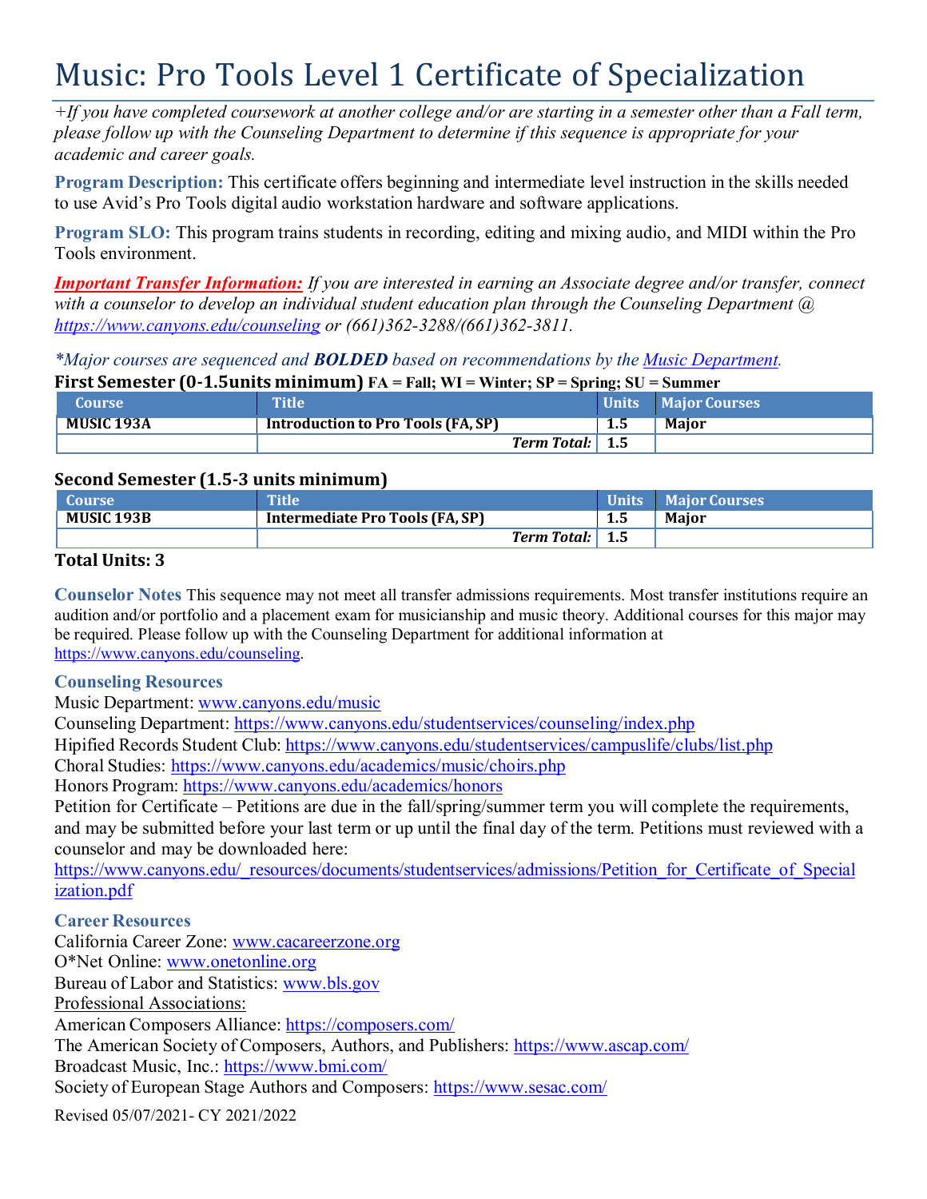# Music: Pro Tools Level 1 Certificate of Specialization

*+If you have completed coursework at another college and/or are starting in a semester other than a Fall term, please follow up with the Counseling Department to determine if this sequence is appropriate for your academic and career goals.*

**Program Description:** This certificate offers beginning and intermediate level instruction in the skills needed to use Avid's Pro Tools digital audio workstation hardware and software applications.

**Program SLO:** This program trains students in recording, editing and mixing audio, and MIDI within the Pro Tools environment.

***Important Transfer Information:*** *If you are interested in earning an Associate degree and/or transfer, connect with a counselor to develop an individual student education plan through the Counseling Department @ https://www.canyons.edu/counseling or (661)362-3288/(661)362-3811.*

*\*Major courses are sequenced and **BOLDED** based on recommendations by the Music Department.*

**First Semester (0-1.5units minimum)** FA = Fall; WI = Winter; SP = Spring; SU = Summer

| Course | Title | Units | Major Courses |
|---|---|---|---|
| **MUSIC 193A** | **Introduction to Pro Tools (FA, SP)** | **1.5** | **Major** |
| | ***Term Total:*** | **1.5** | |

**Second Semester (1.5-3 units minimum)**

| Course | Title | Units | Major Courses |
|---|---|---|---|
| **MUSIC 193B** | **Intermediate Pro Tools (FA, SP)** | **1.5** | **Major** |
| | ***Term Total:*** | **1.5** | |

**Total Units: 3**

**Counselor Notes** This sequence may not meet all transfer admissions requirements. Most transfer institutions require an audition and/or portfolio and a placement exam for musicianship and music theory. Additional courses for this major may be required. Please follow up with the Counseling Department for additional information at https://www.canyons.edu/counseling.

### Counseling Resources

Music Department: www.canyons.edu/music
Counseling Department: https://www.canyons.edu/studentservices/counseling/index.php
Hipified Records Student Club: https://www.canyons.edu/studentservices/campuslife/clubs/list.php
Choral Studies: https://www.canyons.edu/academics/music/choirs.php
Honors Program: https://www.canyons.edu/academics/honors
Petition for Certificate – Petitions are due in the fall/spring/summer term you will complete the requirements, and may be submitted before your last term or up until the final day of the term. Petitions must reviewed with a counselor and may be downloaded here:
https://www.canyons.edu/_resources/documents/studentservices/admissions/Petition_for_Certificate_of_Specialization.pdf

### Career Resources

California Career Zone: www.cacareerzone.org
O*Net Online: www.onetonline.org
Bureau of Labor and Statistics: www.bls.gov
Professional Associations:
American Composers Alliance: https://composers.com/
The American Society of Composers, Authors, and Publishers: https://www.ascap.com/
Broadcast Music, Inc.: https://www.bmi.com/
Society of European Stage Authors and Composers: https://www.sesac.com/

Revised 05/07/2021- CY 2021/2022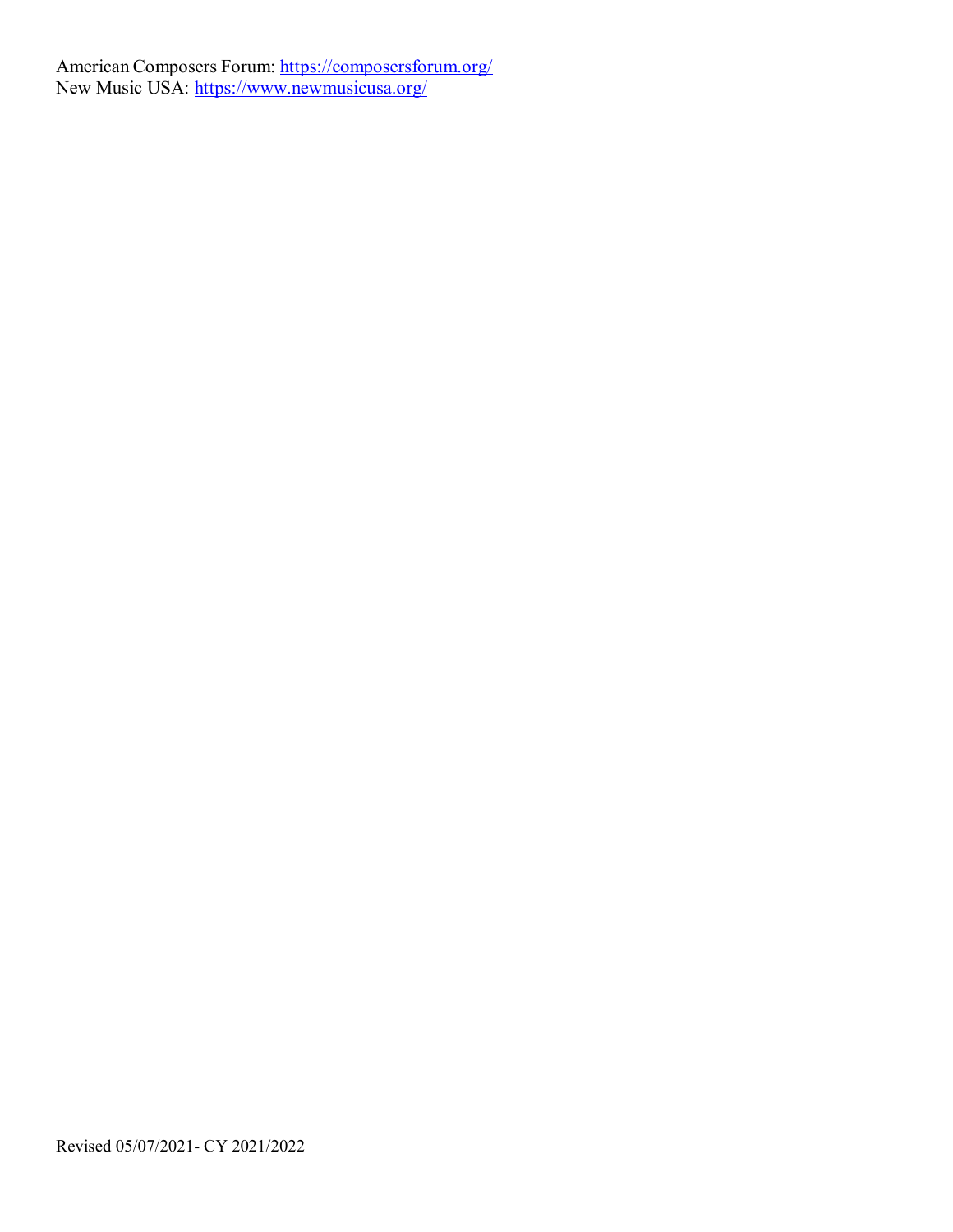American Composers Forum: https://composersforum.org/
New Music USA: https://www.newmusicusa.org/

Revised 05/07/2021- CY 2021/2022